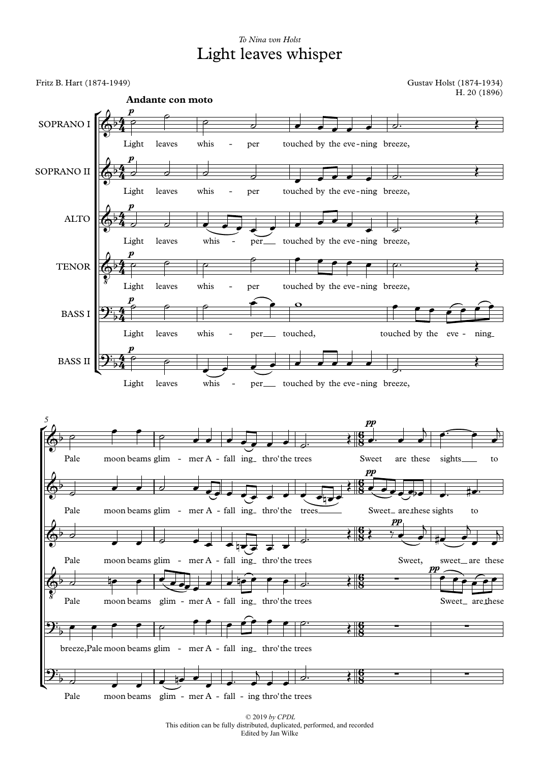*To Nina von Holst*

# Light leaves whisper

Fritz B. Hart (1874-1949)

Gustav Holst (1874-1934)
H. 20 (1896)

**Andante con moto**

SOPRANO I: Light leaves whis - per touched by the eve - ning breeze, Pale moon beams glim - mer A - fall ing thro' the trees Sweet are these sights to

SOPRANO II: Light leaves whis - per touched by the eve - ning breeze, Pale moon beams glim - mer A - fall ing thro' the trees Sweet are these sights to

ALTO: Light leaves whis - per touched by the eve - ning breeze, Pale moon beams glim - mer A - fall ing thro' the trees Sweet, sweet are these

TENOR: Light leaves whis - per touched by the eve - ning breeze, Pale moon beams glim - mer A - fall ing thro' the trees Sweet are the these

BASS I: Light leaves whis - per touched, touched by the eve - ning breeze, Pale moon beams glim - mer A - fall ing thro' the trees

BASS II: Light leaves whis - per touched by the eve - ning breeze, Pale moon beams glim - mer A - fall - ing thro' the trees

© 2019 *by CPDL*
This edition can be fully distributed, duplicated, performed, and recorded
Edited by Jan Wilke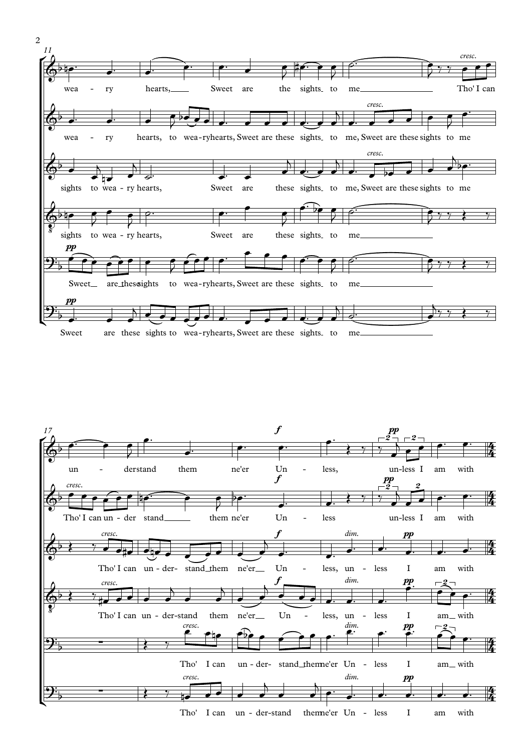11

wea - ry hearts, Sweet are the sights to me Tho' I can

wea - ry hearts, to wea-ry hearts, Sweet are these sights to me, Sweet are these sights to me

sights to wea - ry hearts, Sweet are these sights to me, Sweet are these sights to me

sights to wea - ry hearts, Sweet are these sights to me

Sweet are these sights to wea-ry hearts, Sweet are these sights to me

Sweet are these sights to wea-ry hearts, Sweet are these sights to me

17

un - derstand them ne'er Un - less, un-less I am with

Tho' I can un - der stand them ne'er Un - less un-less I am with

Tho' I can un - der- stand them ne'er Un - less, un - less I am with

Tho' I can un - der-stand them ne'er Un - less, un - less I am with

Tho' I can un - der- stand them ne'er Un - less I am with

Tho' I can un - der-stand them ne'er Un - less I am with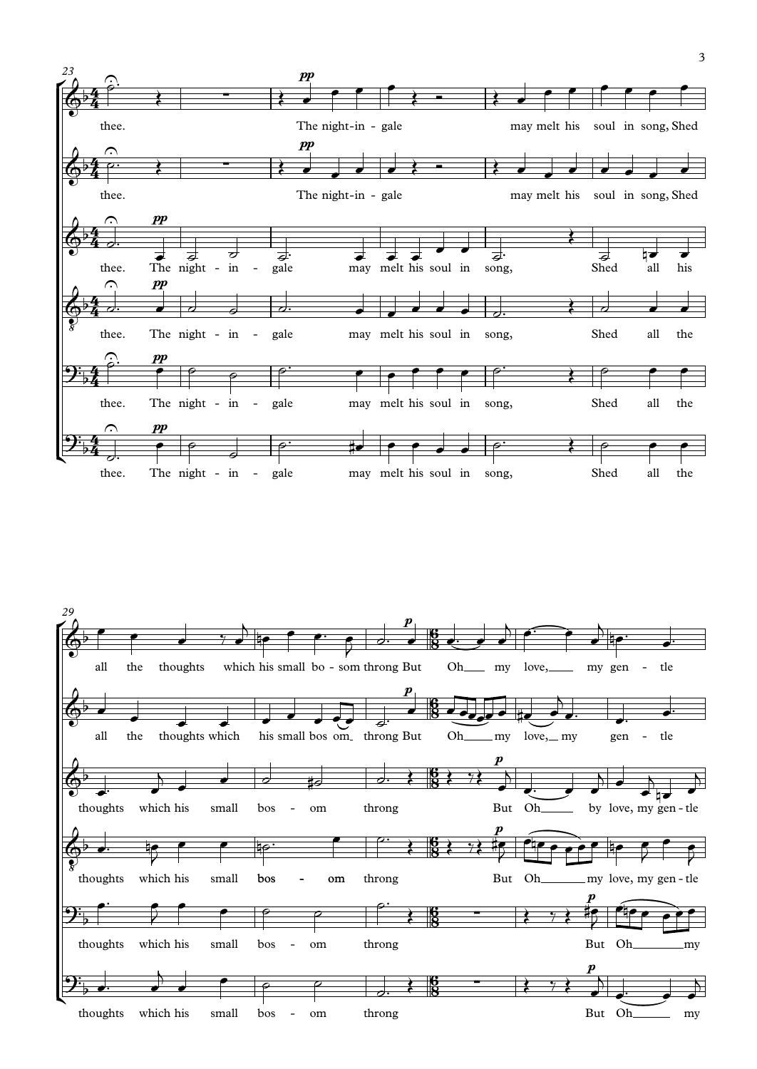23

thee. The night-in-gale may melt his soul in song, Shed

thee. The night-in-gale may melt his soul in song, Shed

thee. The night - in - gale may melt his soul in song, Shed all his

thee. The night - in - gale may melt his soul in song, Shed all the

thee. The night - in - gale may melt his soul in song, Shed all the

thee. The night - in - gale may melt his soul in song, Shed all the

29

all the thoughts which his small bo - som throng But Oh my love, my gen - tle

all the thoughts which his small bos om throng But Oh my love, my gen - tle

thoughts which his small bos - om throng But Oh by love, my gen - tle

thoughts which his small bos - om throng But Oh my love, my gen - tle

thoughts which his small bos - om throng But Oh my

thoughts which his small bos - om throng But Oh my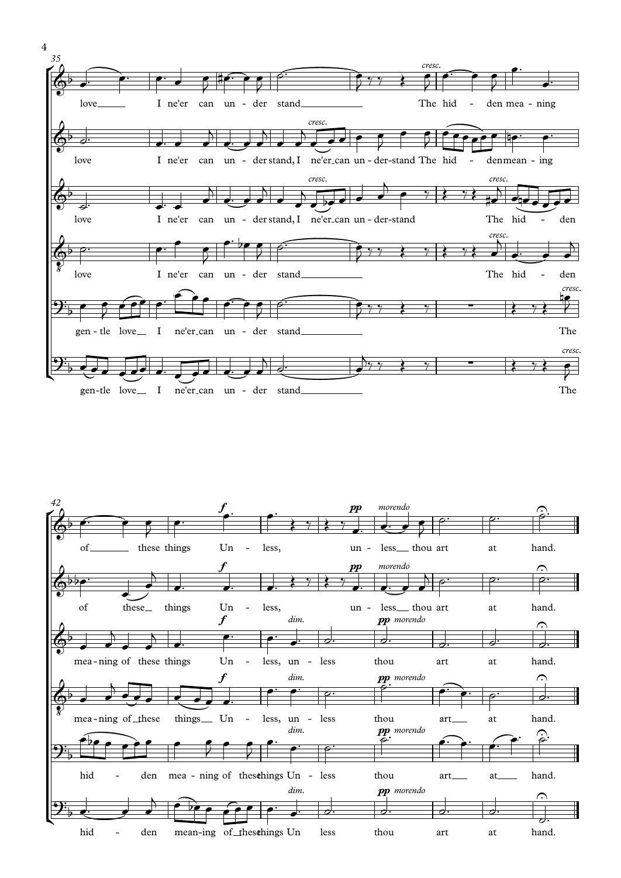35

love I ne'er can un - der stand The hid - den mea - ning

love I ne'er can un - der stand, I ne'er can un - der - stand The hid - den mean - ing

love I ne'er can un - der stand, I ne'er can un - der - stand The hid - den

love I ne'er can un - der stand The hid - den

gen - tle love I ne'er can un - der stand The

gen - tle love I ne'er can un - der stand The

*cresc.*

42

of these things Un - less, un - less thou art at hand.

of these things Un - less, un - less thou art at hand.

mea - ning of these things Un - less, un - less thou art at hand.

mea - ning of these things Un - less, un - less thou art at hand.

hid - den mea - ning of these things Un - less thou art at hand.

hid - den mean - ing of these things Un less thou art at hand.

*f* *dim.* *pp* *morendo*